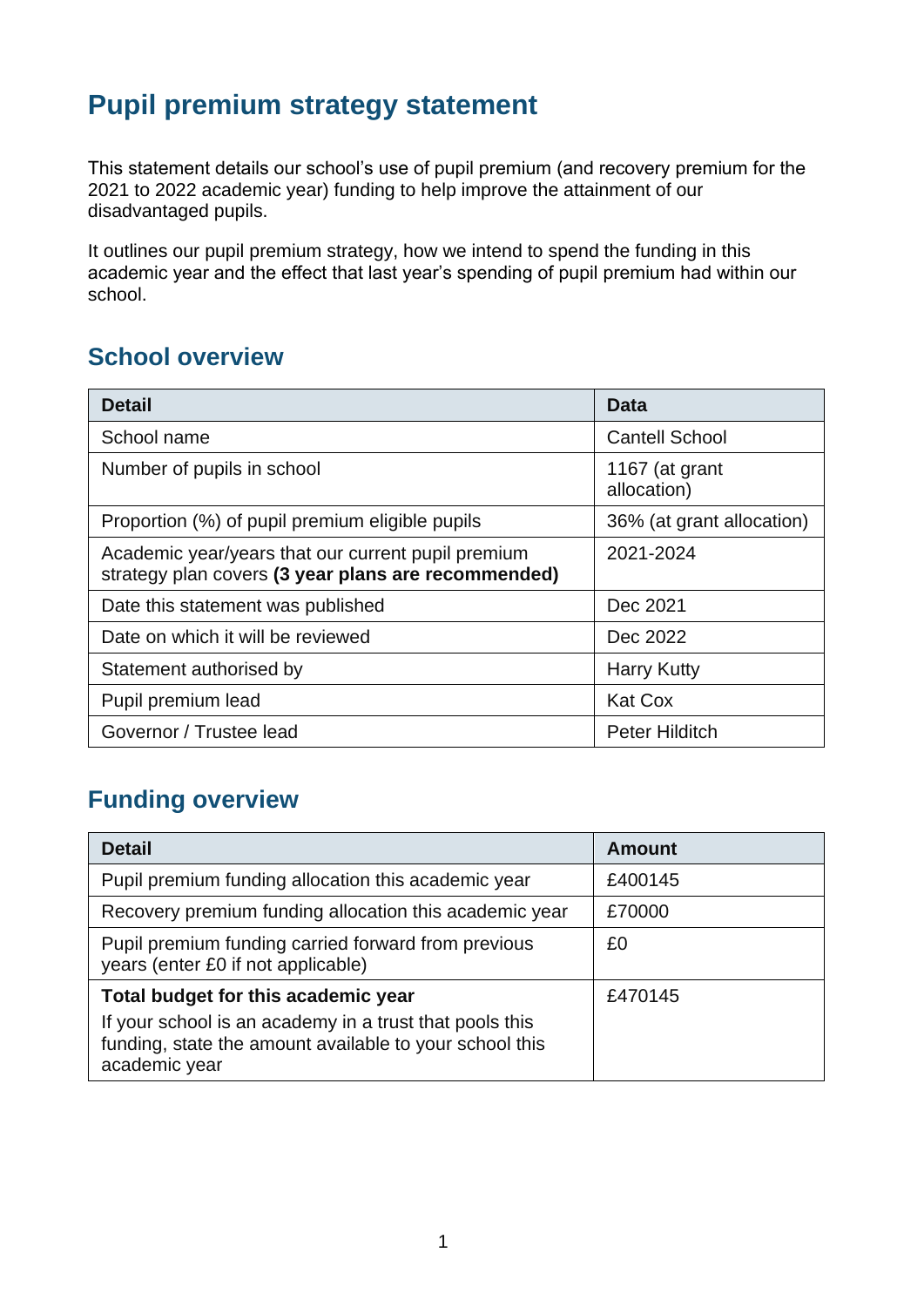# Pupil premium strategy statement

This statement details our school's use of pupil premium (and recovery premium for the 2021 to 2022 academic year) funding to help improve the attainment of our disadvantaged pupils.

It outlines our pupil premium strategy, how we intend to spend the funding in this academic year and the effect that last year's spending of pupil premium had within our school.

## School overview

| Detail | Data |
|---|---|
| School name | Cantell School |
| Number of pupils in school | 1167 (at grant allocation) |
| Proportion (%) of pupil premium eligible pupils | 36% (at grant allocation) |
| Academic year/years that our current pupil premium strategy plan covers **(3 year plans are recommended)** | 2021-2024 |
| Date this statement was published | Dec 2021 |
| Date on which it will be reviewed | Dec 2022 |
| Statement authorised by | Harry Kutty |
| Pupil premium lead | Kat Cox |
| Governor / Trustee lead | Peter Hilditch |

## Funding overview

| Detail | Amount |
|---|---|
| Pupil premium funding allocation this academic year | £400145 |
| Recovery premium funding allocation this academic year | £70000 |
| Pupil premium funding carried forward from previous years (enter £0 if not applicable) | £0 |
| **Total budget for this academic year**<br>If your school is an academy in a trust that pools this funding, state the amount available to your school this academic year | £470145 |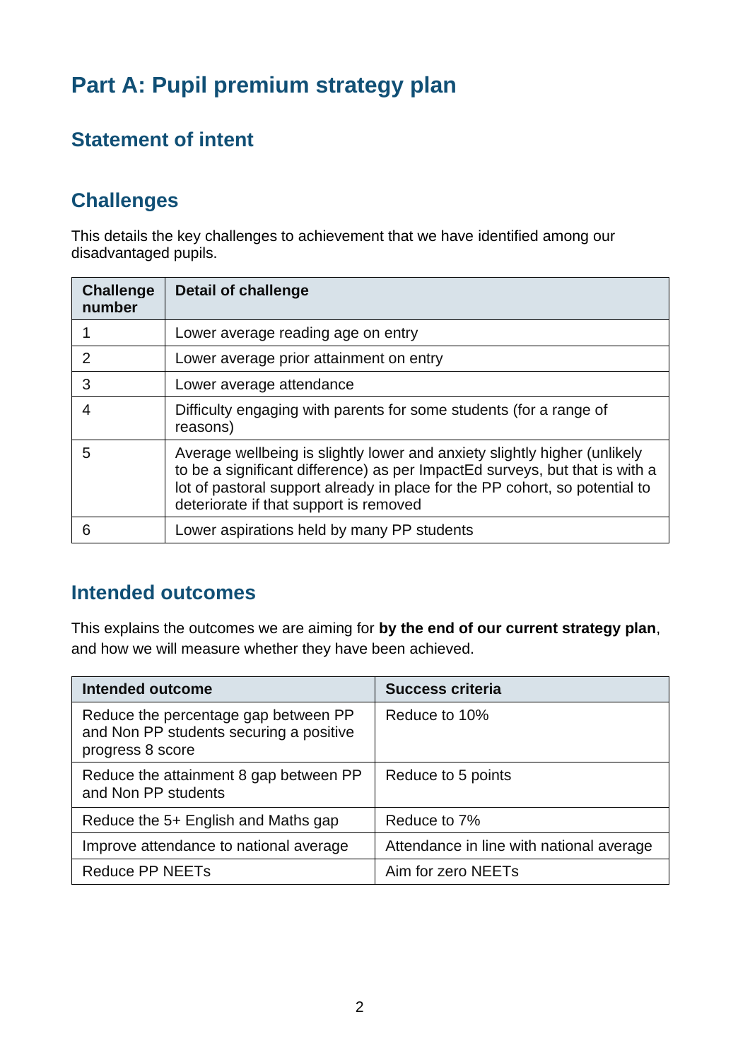# Part A: Pupil premium strategy plan

## Statement of intent

## Challenges

This details the key challenges to achievement that we have identified among our disadvantaged pupils.

| Challenge number | Detail of challenge |
| --- | --- |
| 1 | Lower average reading age on entry |
| 2 | Lower average prior attainment on entry |
| 3 | Lower average attendance |
| 4 | Difficulty engaging with parents for some students (for a range of reasons) |
| 5 | Average wellbeing is slightly lower and anxiety slightly higher (unlikely to be a significant difference) as per ImpactEd surveys, but that is with a lot of pastoral support already in place for the PP cohort, so potential to deteriorate if that support is removed |
| 6 | Lower aspirations held by many PP students |

## Intended outcomes

This explains the outcomes we are aiming for **by the end of our current strategy plan**, and how we will measure whether they have been achieved.

| Intended outcome | Success criteria |
| --- | --- |
| Reduce the percentage gap between PP and Non PP students securing a positive progress 8 score | Reduce to 10% |
| Reduce the attainment 8 gap between PP and Non PP students | Reduce to 5 points |
| Reduce the 5+ English and Maths gap | Reduce to 7% |
| Improve attendance to national average | Attendance in line with national average |
| Reduce PP NEETs | Aim for zero NEETs |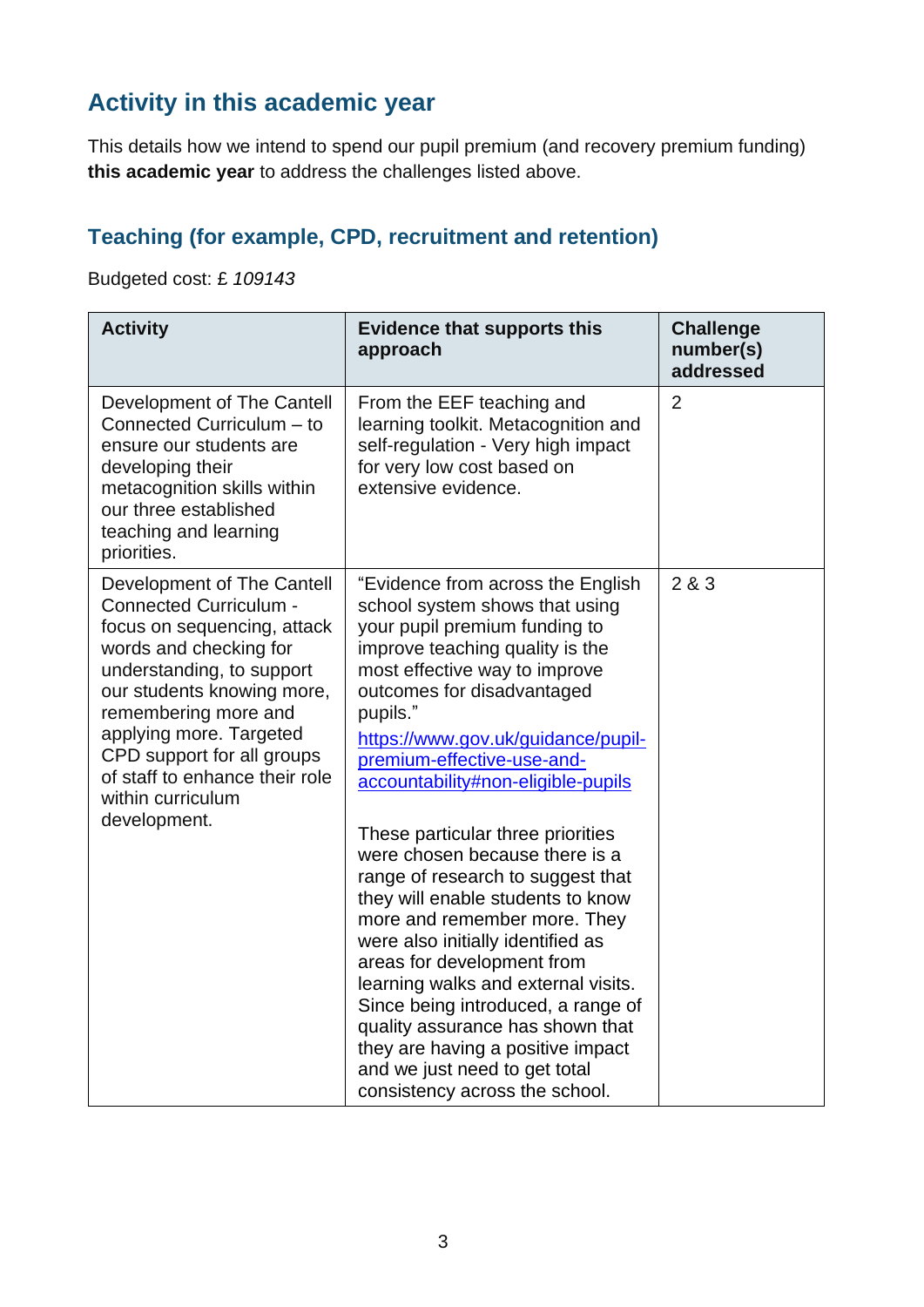## Activity in this academic year

This details how we intend to spend our pupil premium (and recovery premium funding) **this academic year** to address the challenges listed above.

### Teaching (for example, CPD, recruitment and retention)

Budgeted cost: £ *109143*

| Activity | Evidence that supports this approach | Challenge number(s) addressed |
|---|---|---|
| Development of The Cantell Connected Curriculum – to ensure our students are developing their metacognition skills within our three established teaching and learning priorities. | From the EEF teaching and learning toolkit. Metacognition and self-regulation - Very high impact for very low cost based on extensive evidence. | 2 |
| Development of The Cantell Connected Curriculum - focus on sequencing, attack words and checking for understanding, to support our students knowing more, remembering more and applying more. Targeted CPD support for all groups of staff to enhance their role within curriculum development. | "Evidence from across the English school system shows that using your pupil premium funding to improve teaching quality is the most effective way to improve outcomes for disadvantaged pupils." [https://www.gov.uk/guidance/pupil-premium-effective-use-and-accountability#non-eligible-pupils](https://www.gov.uk/guidance/pupil-premium-effective-use-and-accountability#non-eligible-pupils)<br><br>These particular three priorities were chosen because there is a range of research to suggest that they will enable students to know more and remember more. They were also initially identified as areas for development from learning walks and external visits. Since being introduced, a range of quality assurance has shown that they are having a positive impact and we just need to get total consistency across the school. | 2 & 3 |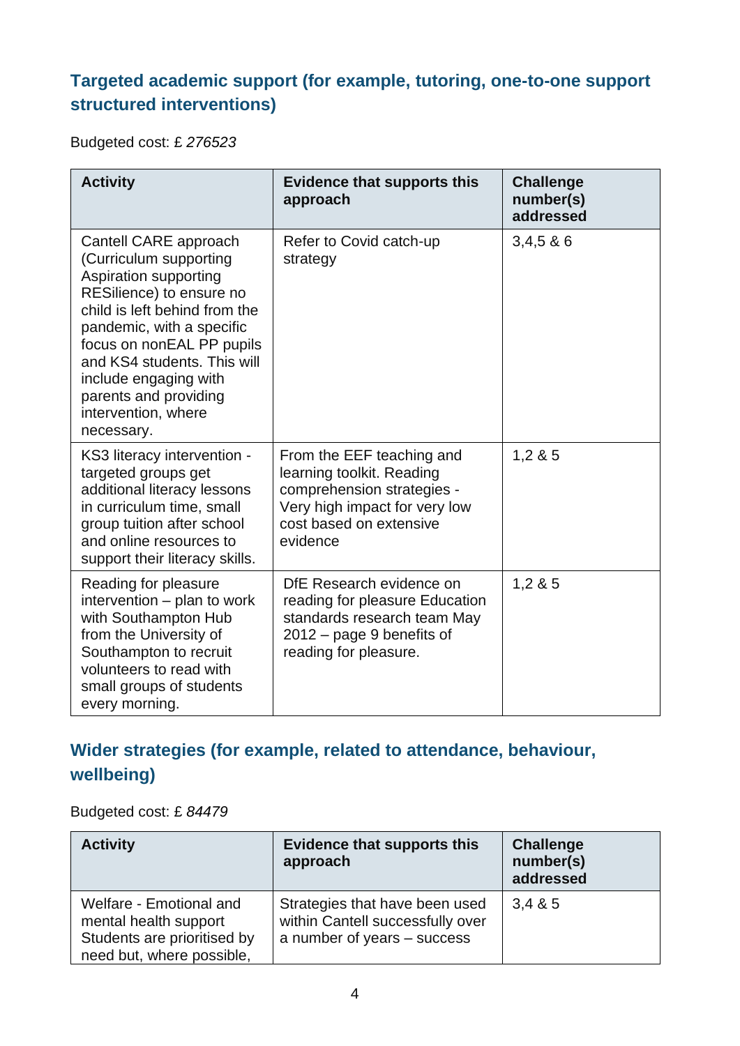## Targeted academic support (for example, tutoring, one-to-one support structured interventions)

Budgeted cost: £ *276523*

| Activity | Evidence that supports this approach | Challenge number(s) addressed |
|---|---|---|
| Cantell CARE approach (Curriculum supporting Aspiration supporting RESilience) to ensure no child is left behind from the pandemic, with a specific focus on nonEAL PP pupils and KS4 students. This will include engaging with parents and providing intervention, where necessary. | Refer to Covid catch-up strategy | 3,4,5 & 6 |
| KS3 literacy intervention - targeted groups get additional literacy lessons in curriculum time, small group tuition after school and online resources to support their literacy skills. | From the EEF teaching and learning toolkit. Reading comprehension strategies - Very high impact for very low cost based on extensive evidence | 1,2 & 5 |
| Reading for pleasure intervention – plan to work with Southampton Hub from the University of Southampton to recruit volunteers to read with small groups of students every morning. | DfE Research evidence on reading for pleasure Education standards research team May 2012 – page 9 benefits of reading for pleasure. | 1,2 & 5 |

## Wider strategies (for example, related to attendance, behaviour, wellbeing)

Budgeted cost: £ *84479*

| Activity | Evidence that supports this approach | Challenge number(s) addressed |
|---|---|---|
| Welfare - Emotional and mental health support Students are prioritised by need but, where possible, | Strategies that have been used within Cantell successfully over a number of years – success | 3,4 & 5 |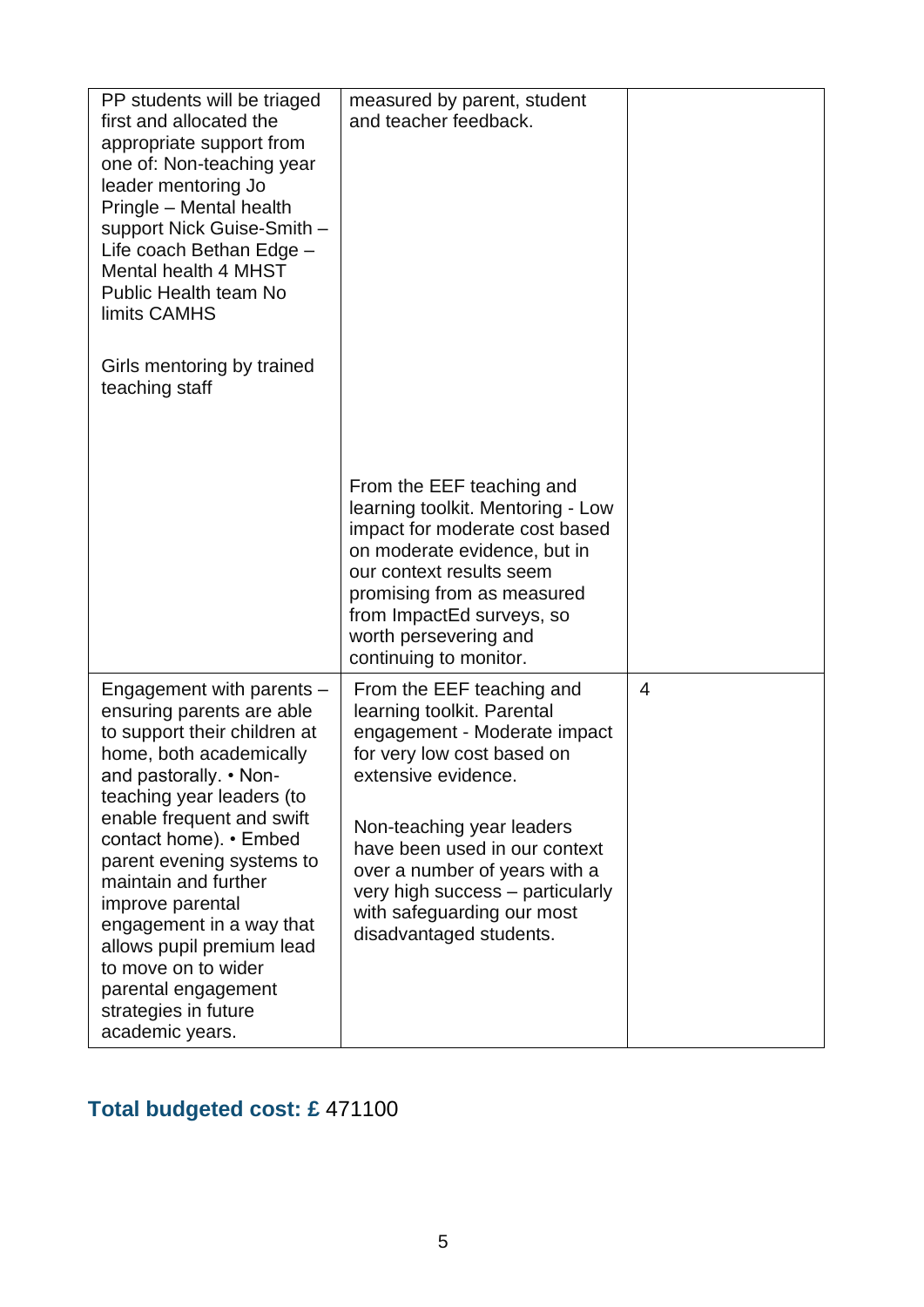| | | |
|---|---|---|
| PP students will be triaged first and allocated the appropriate support from one of: Non-teaching year leader mentoring Jo Pringle – Mental health support Nick Guise-Smith – Life coach Bethan Edge – Mental health 4 MHST Public Health team No limits CAMHS<br><br>Girls mentoring by trained teaching staff | measured by parent, student and teacher feedback.<br><br>From the EEF teaching and learning toolkit. Mentoring - Low impact for moderate cost based on moderate evidence, but in our context results seem promising from as measured from ImpactEd surveys, so worth persevering and continuing to monitor. | |
| Engagement with parents – ensuring parents are able to support their children at home, both academically and pastorally. • Non-teaching year leaders (to enable frequent and swift contact home). • Embed parent evening systems to maintain and further improve parental engagement in a way that allows pupil premium lead to move on to wider parental engagement strategies in future academic years. | From the EEF teaching and learning toolkit. Parental engagement - Moderate impact for very low cost based on extensive evidence.<br><br>Non-teaching year leaders have been used in our context over a number of years with a very high success – particularly with safeguarding our most disadvantaged students. | 4 |

## Total budgeted cost: £ 471100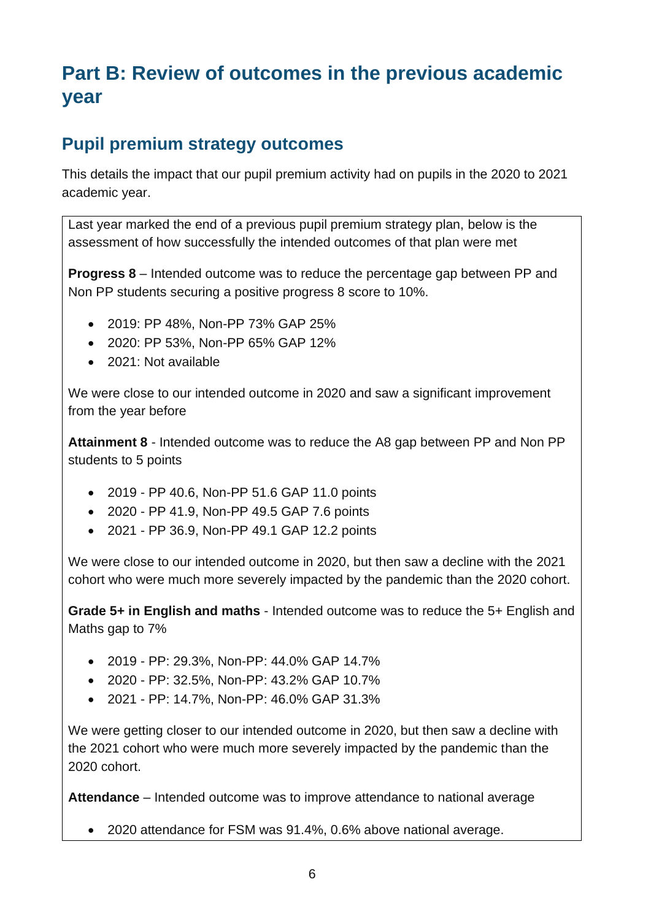# Part B: Review of outcomes in the previous academic year

## Pupil premium strategy outcomes

This details the impact that our pupil premium activity had on pupils in the 2020 to 2021 academic year.

Last year marked the end of a previous pupil premium strategy plan, below is the assessment of how successfully the intended outcomes of that plan were met

**Progress 8** – Intended outcome was to reduce the percentage gap between PP and Non PP students securing a positive progress 8 score to 10%.

- 2019: PP 48%, Non-PP 73% GAP 25%
- 2020: PP 53%, Non-PP 65% GAP 12%
- 2021: Not available

We were close to our intended outcome in 2020 and saw a significant improvement from the year before

**Attainment 8** - Intended outcome was to reduce the A8 gap between PP and Non PP students to 5 points

- 2019 - PP 40.6, Non-PP 51.6 GAP 11.0 points
- 2020 - PP 41.9, Non-PP 49.5 GAP 7.6 points
- 2021 - PP 36.9, Non-PP 49.1 GAP 12.2 points

We were close to our intended outcome in 2020, but then saw a decline with the 2021 cohort who were much more severely impacted by the pandemic than the 2020 cohort.

**Grade 5+ in English and maths** - Intended outcome was to reduce the 5+ English and Maths gap to 7%

- 2019 - PP: 29.3%, Non-PP: 44.0% GAP 14.7%
- 2020 - PP: 32.5%, Non-PP: 43.2% GAP 10.7%
- 2021 - PP: 14.7%, Non-PP: 46.0% GAP 31.3%

We were getting closer to our intended outcome in 2020, but then saw a decline with the 2021 cohort who were much more severely impacted by the pandemic than the 2020 cohort.

**Attendance** – Intended outcome was to improve attendance to national average

- 2020 attendance for FSM was 91.4%, 0.6% above national average.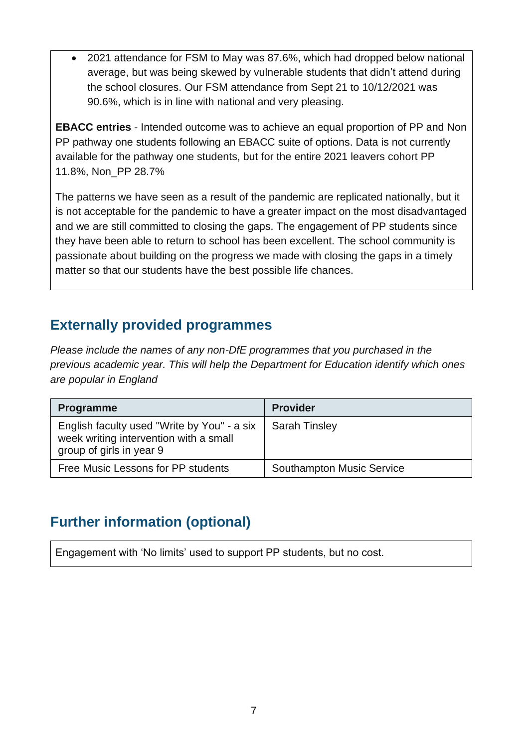- 2021 attendance for FSM to May was 87.6%, which had dropped below national average, but was being skewed by vulnerable students that didn't attend during the school closures. Our FSM attendance from Sept 21 to 10/12/2021 was 90.6%, which is in line with national and very pleasing.

**EBACC entries** - Intended outcome was to achieve an equal proportion of PP and Non PP pathway one students following an EBACC suite of options. Data is not currently available for the pathway one students, but for the entire 2021 leavers cohort PP 11.8%, Non_PP 28.7%

The patterns we have seen as a result of the pandemic are replicated nationally, but it is not acceptable for the pandemic to have a greater impact on the most disadvantaged and we are still committed to closing the gaps. The engagement of PP students since they have been able to return to school has been excellent. The school community is passionate about building on the progress we made with closing the gaps in a timely matter so that our students have the best possible life chances.

## Externally provided programmes

*Please include the names of any non-DfE programmes that you purchased in the previous academic year. This will help the Department for Education identify which ones are popular in England*

| Programme | Provider |
|---|---|
| English faculty used "Write by You" - a six week writing intervention with a small group of girls in year 9 | Sarah Tinsley |
| Free Music Lessons for PP students | Southampton Music Service |

## Further information (optional)

Engagement with 'No limits' used to support PP students, but no cost.